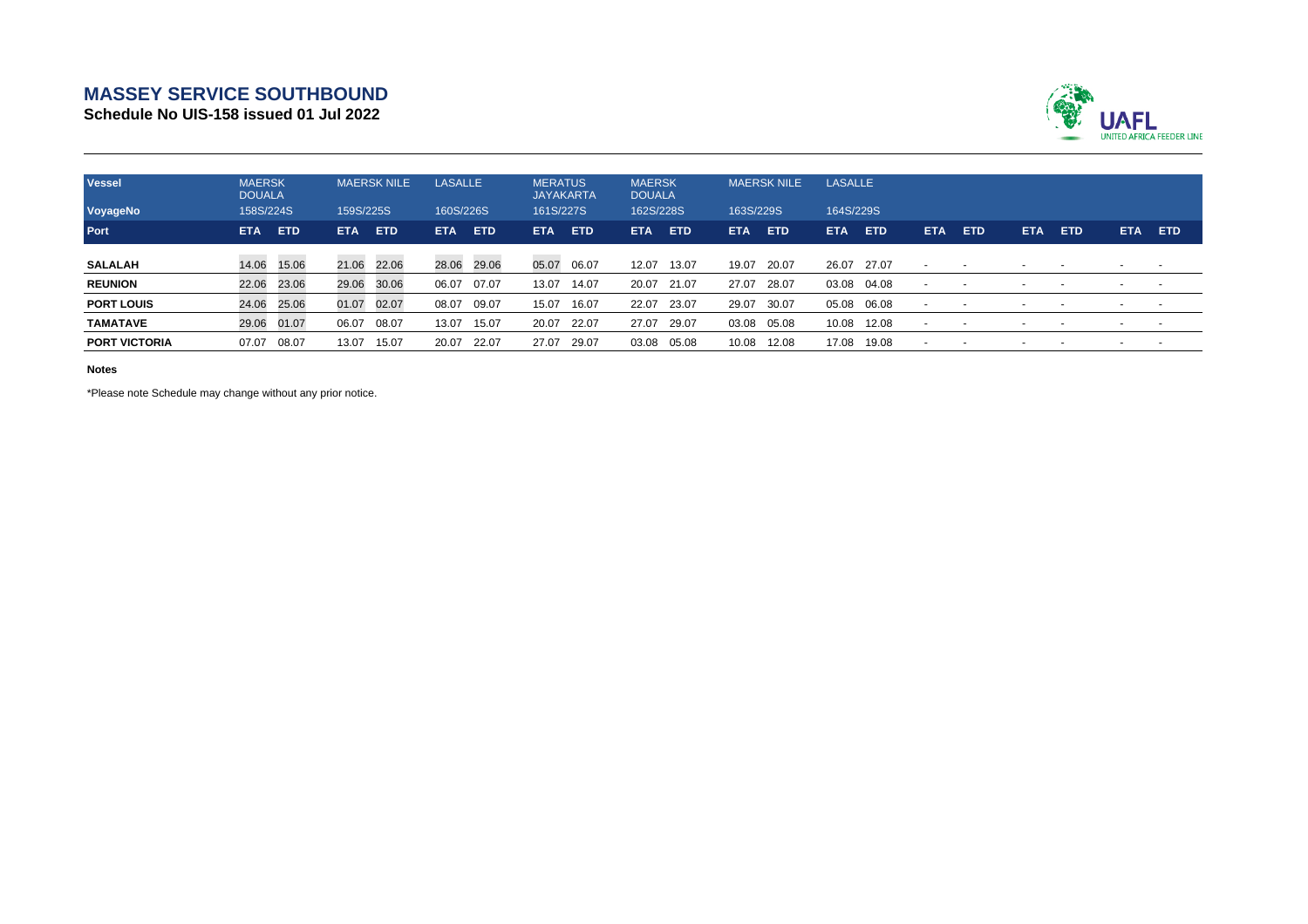# MASSEY SERVICE SOUTHBOUND

**Schedule No UIS-158 issued 01 Jul 2022**

UAFL
UNITED AFRICA FEEDER LINE

| Vessel | MAERSK DOUALA | | MAERSK NILE | | LASALLE | | MERATUS JAYAKARTA | | MAERSK DOUALA | | MAERSK NILE | | LASALLE | | | | | | | |
|---|---|---|---|---|---|---|---|---|---|---|---|---|---|---|---|---|---|---|---|---|
| VoyageNo | 158S/224S | | 159S/225S | | 160S/226S | | 161S/227S | | 162S/228S | | 163S/229S | | 164S/229S | | | | | | | |
| Port | ETA | ETD | ETA | ETD | ETA | ETD | ETA | ETD | ETA | ETD | ETA | ETD | ETA | ETD | ETA | ETD | ETA | ETD | ETA | ETD |
| SALALAH | 14.06 | 15.06 | 21.06 | 22.06 | 28.06 | 29.06 | 05.07 | 06.07 | 12.07 | 13.07 | 19.07 | 20.07 | 26.07 | 27.07 | - | - | - | - | - | - |
| REUNION | 22.06 | 23.06 | 29.06 | 30.06 | 06.07 | 07.07 | 13.07 | 14.07 | 20.07 | 21.07 | 27.07 | 28.07 | 03.08 | 04.08 | - | - | - | - | - | - |
| PORT LOUIS | 24.06 | 25.06 | 01.07 | 02.07 | 08.07 | 09.07 | 15.07 | 16.07 | 22.07 | 23.07 | 29.07 | 30.07 | 05.08 | 06.08 | - | - | - | - | - | - |
| TAMATAVE | 29.06 | 01.07 | 06.07 | 08.07 | 13.07 | 15.07 | 20.07 | 22.07 | 27.07 | 29.07 | 03.08 | 05.08 | 10.08 | 12.08 | - | - | - | - | - | - |
| PORT VICTORIA | 07.07 | 08.07 | 13.07 | 15.07 | 20.07 | 22.07 | 27.07 | 29.07 | 03.08 | 05.08 | 10.08 | 12.08 | 17.08 | 19.08 | - | - | - | - | - | - |

**Notes**

*Please note Schedule may change without any prior notice.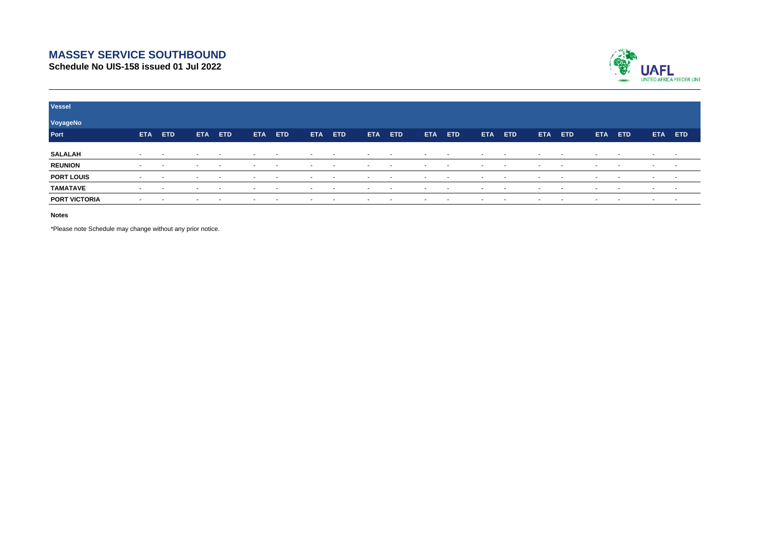# MASSEY SERVICE SOUTHBOUND

**Schedule No UIS-158 issued 01 Jul 2022**

UAFL
UNITED AFRICA FEEDER LINE

| Vessel | | | | | | | | | | | | | | | | | | | | |
|---|---|---|---|---|---|---|---|---|---|---|---|---|---|---|---|---|---|---|---|---|
| **VoyageNo** | | | | | | | | | | | | | | | | | | | | |
| **Port** | **ETA** | **ETD** | **ETA** | **ETD** | **ETA** | **ETD** | **ETA** | **ETD** | **ETA** | **ETD** | **ETA** | **ETD** | **ETA** | **ETD** | **ETA** | **ETD** | **ETA** | **ETD** | **ETA** | **ETD** |
| **SALALAH** | - | - | - | - | - | - | - | - | - | - | - | - | - | - | - | - | - | - | - | - |
| **REUNION** | - | - | - | - | - | - | - | - | - | - | - | - | - | - | - | - | - | - | - | - |
| **PORT LOUIS** | - | - | - | - | - | - | - | - | - | - | - | - | - | - | - | - | - | - | - | - |
| **TAMATAVE** | - | - | - | - | - | - | - | - | - | - | - | - | - | - | - | - | - | - | - | - |
| **PORT VICTORIA** | - | - | - | - | - | - | - | - | - | - | - | - | - | - | - | - | - | - | - | - |

**Notes**

*Please note Schedule may change without any prior notice.